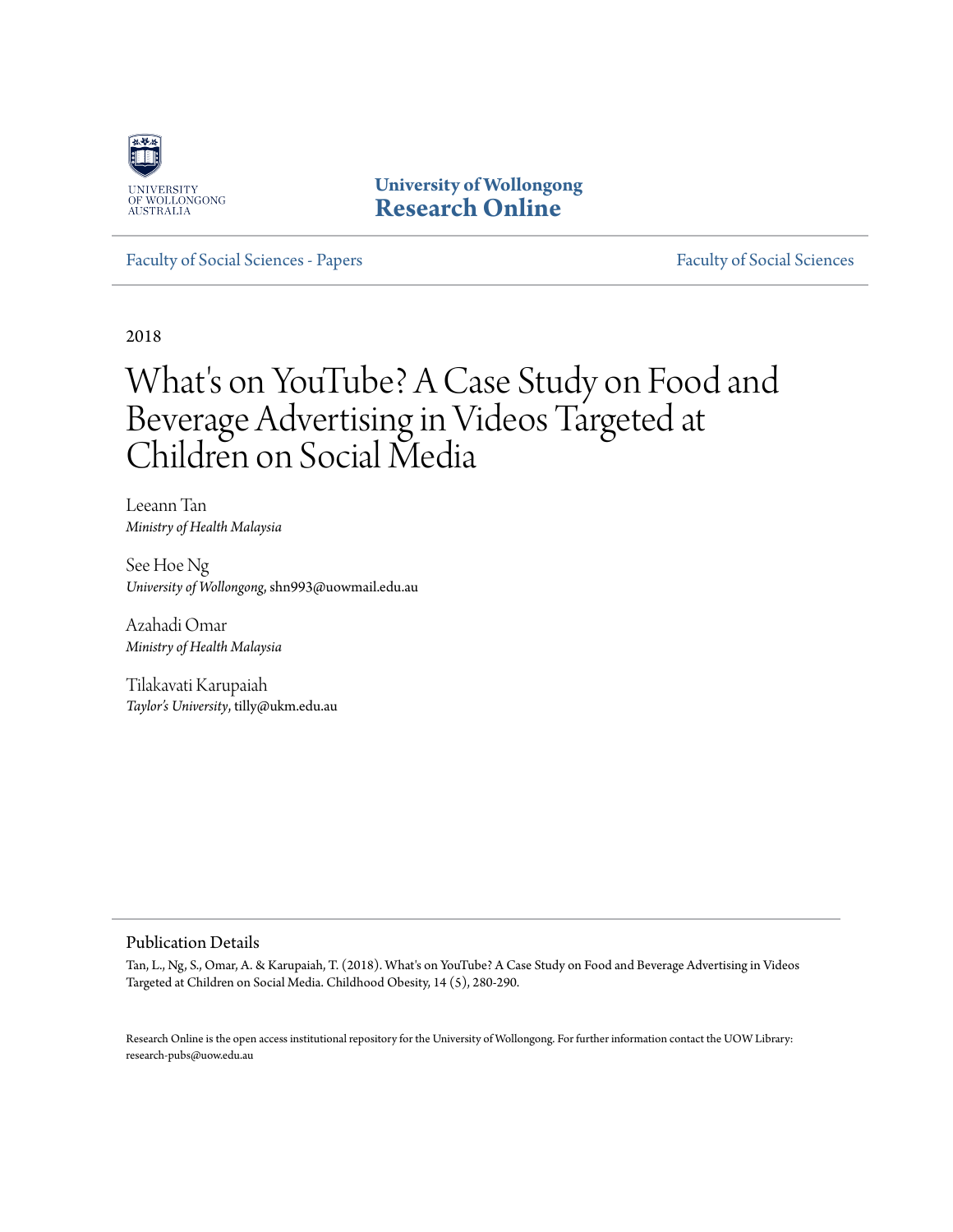UNIVERSITY OF WOLLONGONG AUSTRALIA

**University of Wollongong**
**Research Online**

Faculty of Social Sciences - Papers | Faculty of Social Sciences

2018

# What's on YouTube? A Case Study on Food and Beverage Advertising in Videos Targeted at Children on Social Media

Leeann Tan
*Ministry of Health Malaysia*

See Hoe Ng
*University of Wollongong*, shn993@uowmail.edu.au

Azahadi Omar
*Ministry of Health Malaysia*

Tilakavati Karupaiah
*Taylor's University*, tilly@ukm.edu.au

## Publication Details

Tan, L., Ng, S., Omar, A. & Karupaiah, T. (2018). What's on YouTube? A Case Study on Food and Beverage Advertising in Videos Targeted at Children on Social Media. Childhood Obesity, 14 (5), 280-290.

Research Online is the open access institutional repository for the University of Wollongong. For further information contact the UOW Library: research-pubs@uow.edu.au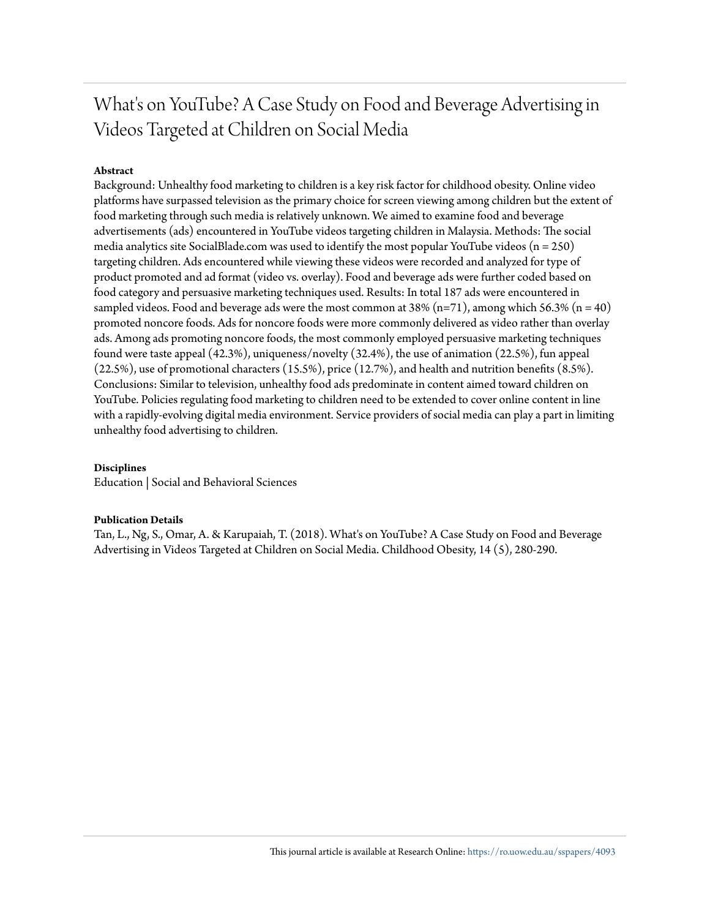# What's on YouTube? A Case Study on Food and Beverage Advertising in Videos Targeted at Children on Social Media

## Abstract

Background: Unhealthy food marketing to children is a key risk factor for childhood obesity. Online video platforms have surpassed television as the primary choice for screen viewing among children but the extent of food marketing through such media is relatively unknown. We aimed to examine food and beverage advertisements (ads) encountered in YouTube videos targeting children in Malaysia. Methods: The social media analytics site SocialBlade.com was used to identify the most popular YouTube videos (n = 250) targeting children. Ads encountered while viewing these videos were recorded and analyzed for type of product promoted and ad format (video vs. overlay). Food and beverage ads were further coded based on food category and persuasive marketing techniques used. Results: In total 187 ads were encountered in sampled videos. Food and beverage ads were the most common at 38% (n=71), among which 56.3% (n = 40) promoted noncore foods. Ads for noncore foods were more commonly delivered as video rather than overlay ads. Among ads promoting noncore foods, the most commonly employed persuasive marketing techniques found were taste appeal (42.3%), uniqueness/novelty (32.4%), the use of animation (22.5%), fun appeal (22.5%), use of promotional characters (15.5%), price (12.7%), and health and nutrition benefits (8.5%). Conclusions: Similar to television, unhealthy food ads predominate in content aimed toward children on YouTube. Policies regulating food marketing to children need to be extended to cover online content in line with a rapidly-evolving digital media environment. Service providers of social media can play a part in limiting unhealthy food advertising to children.

## Disciplines

Education | Social and Behavioral Sciences

## Publication Details

Tan, L., Ng, S., Omar, A. & Karupaiah, T. (2018). What's on YouTube? A Case Study on Food and Beverage Advertising in Videos Targeted at Children on Social Media. Childhood Obesity, 14 (5), 280-290.

This journal article is available at Research Online: https://ro.uow.edu.au/sspapers/4093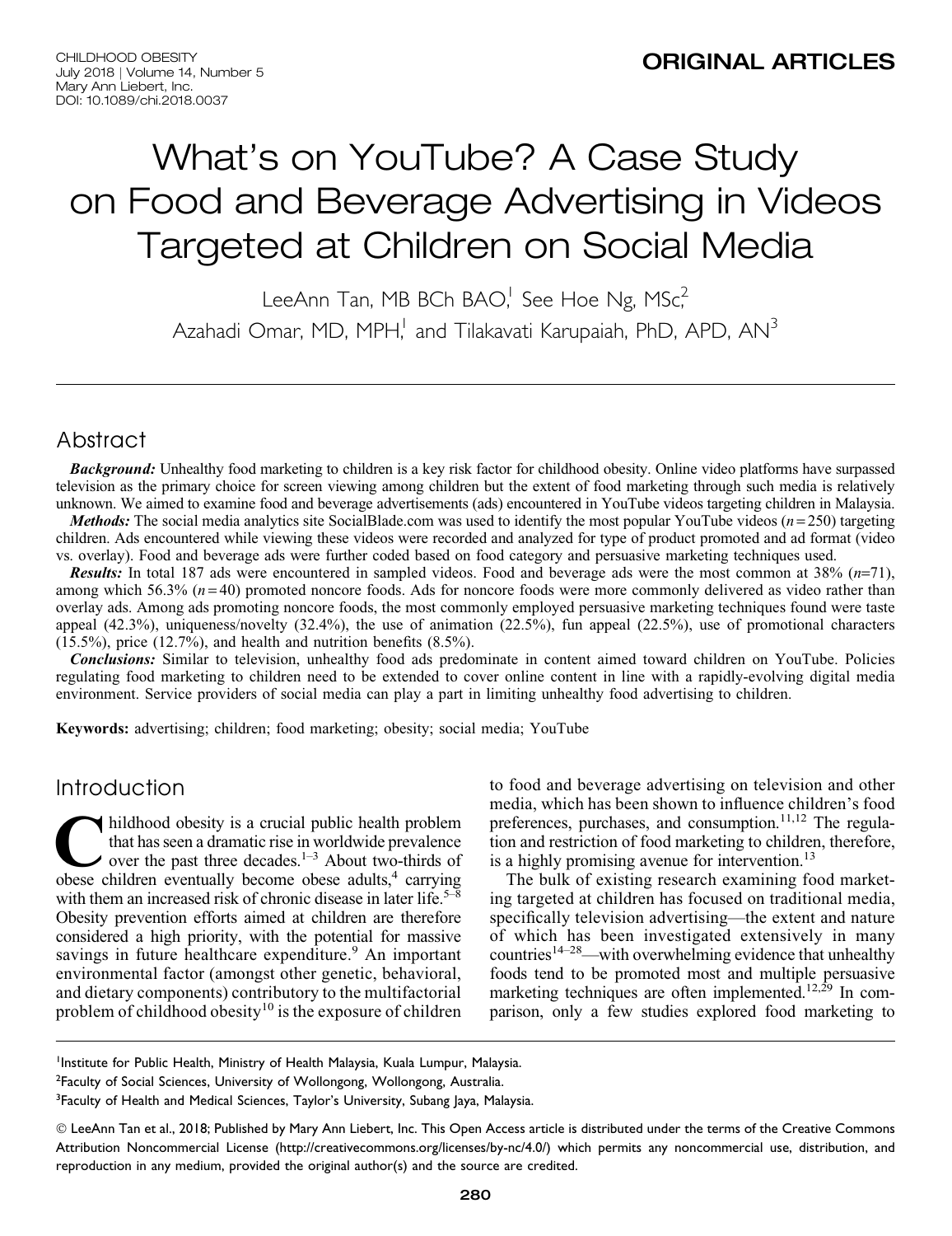**ORIGINAL ARTICLES**

# What's on YouTube? A Case Study on Food and Beverage Advertising in Videos Targeted at Children on Social Media

LeeAnn Tan, MB BCh BAO,[1] See Hoe Ng, MSc,[2] Azahadi Omar, MD, MPH,[1] and Tilakavati Karupaiah, PhD, APD, AN[3]

## Abstract

***Background:*** Unhealthy food marketing to children is a key risk factor for childhood obesity. Online video platforms have surpassed television as the primary choice for screen viewing among children but the extent of food marketing through such media is relatively unknown. We aimed to examine food and beverage advertisements (ads) encountered in YouTube videos targeting children in Malaysia.

***Methods:*** The social media analytics site SocialBlade.com was used to identify the most popular YouTube videos ($n = 250$) targeting children. Ads encountered while viewing these videos were recorded and analyzed for type of product promoted and ad format (video vs. overlay). Food and beverage ads were further coded based on food category and persuasive marketing techniques used.

***Results:*** In total 187 ads were encountered in sampled videos. Food and beverage ads were the most common at 38% ($n$=71), among which 56.3% ($n = 40$) promoted noncore foods. Ads for noncore foods were more commonly delivered as video rather than overlay ads. Among ads promoting noncore foods, the most commonly employed persuasive marketing techniques found were taste appeal (42.3%), uniqueness/novelty (32.4%), the use of animation (22.5%), fun appeal (22.5%), use of promotional characters (15.5%), price (12.7%), and health and nutrition benefits (8.5%).

***Conclusions:*** Similar to television, unhealthy food ads predominate in content aimed toward children on YouTube. Policies regulating food marketing to children need to be extended to cover online content in line with a rapidly-evolving digital media environment. Service providers of social media can play a part in limiting unhealthy food advertising to children.

**Keywords:** advertising; children; food marketing; obesity; social media; YouTube

## Introduction

Childhood obesity is a crucial public health problem that has seen a dramatic rise in worldwide prevalence over the past three decades.[1–3] About two-thirds of obese children eventually become obese adults,[4] carrying with them an increased risk of chronic disease in later life.[5–8] Obesity prevention efforts aimed at children are therefore considered a high priority, with the potential for massive savings in future healthcare expenditure.[9] An important environmental factor (amongst other genetic, behavioral, and dietary components) contributory to the multifactorial problem of childhood obesity[10] is the exposure of children to food and beverage advertising on television and other media, which has been shown to influence children's food preferences, purchases, and consumption.[11,12] The regulation and restriction of food marketing to children, therefore, is a highly promising avenue for intervention.[13]

The bulk of existing research examining food marketing targeted at children has focused on traditional media, specifically television advertising—the extent and nature of which has been investigated extensively in many countries[14–28]—with overwhelming evidence that unhealthy foods tend to be promoted most and multiple persuasive marketing techniques are often implemented.[12,29] In comparison, only a few studies explored food marketing to

[1]Institute for Public Health, Ministry of Health Malaysia, Kuala Lumpur, Malaysia.
[2]Faculty of Social Sciences, University of Wollongong, Wollongong, Australia.
[3]Faculty of Health and Medical Sciences, Taylor's University, Subang Jaya, Malaysia.

© LeeAnn Tan et al., 2018; Published by Mary Ann Liebert, Inc. This Open Access article is distributed under the terms of the Creative Commons Attribution Noncommercial License (http://creativecommons.org/licenses/by-nc/4.0/) which permits any noncommercial use, distribution, and reproduction in any medium, provided the original author(s) and the source are credited.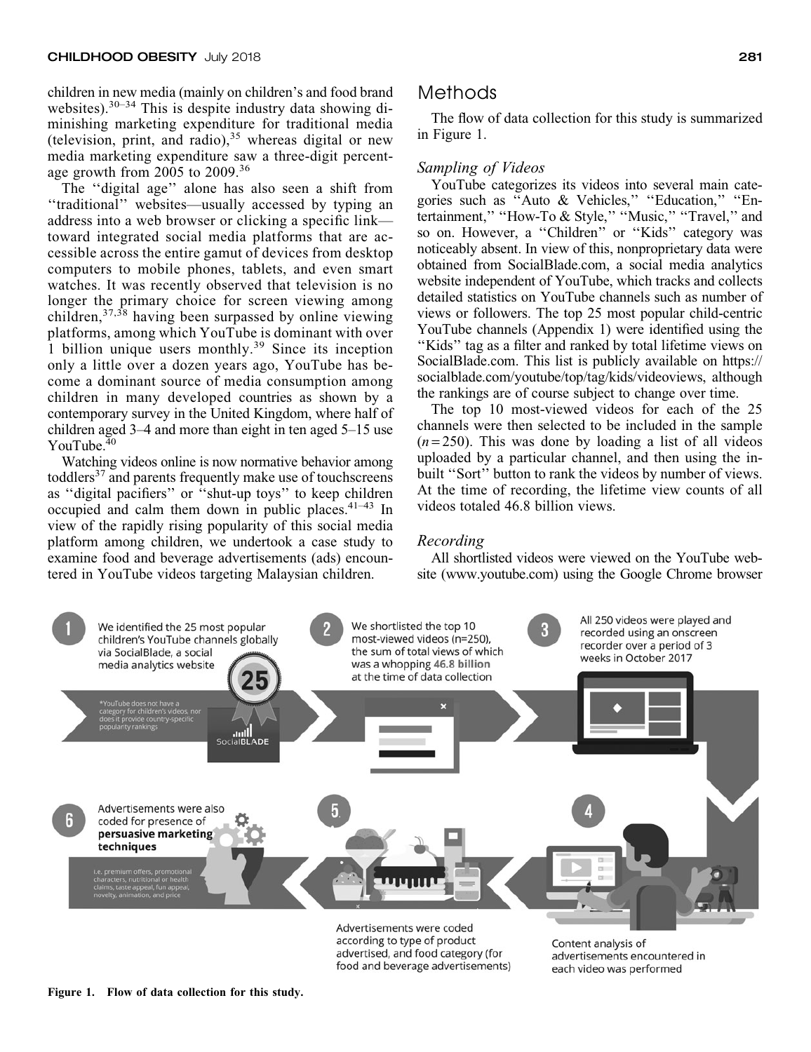children in new media (mainly on children's and food brand websites).[30–34] This is despite industry data showing diminishing marketing expenditure for traditional media (television, print, and radio),[35] whereas digital or new media marketing expenditure saw a three-digit percentage growth from 2005 to 2009.[36]

The ''digital age'' alone has also seen a shift from ''traditional'' websites—usually accessed by typing an address into a web browser or clicking a specific link—toward integrated social media platforms that are accessible across the entire gamut of devices from desktop computers to mobile phones, tablets, and even smart watches. It was recently observed that television is no longer the primary choice for screen viewing among children,[37,38] having been surpassed by online viewing platforms, among which YouTube is dominant with over 1 billion unique users monthly.[39] Since its inception only a little over a dozen years ago, YouTube has become a dominant source of media consumption among children in many developed countries as shown by a contemporary survey in the United Kingdom, where half of children aged 3–4 and more than eight in ten aged 5–15 use YouTube.[40]

Watching videos online is now normative behavior among toddlers[37] and parents frequently make use of touchscreens as ''digital pacifiers'' or ''shut-up toys'' to keep children occupied and calm them down in public places.[41–43] In view of the rapidly rising popularity of this social media platform among children, we undertook a case study to examine food and beverage advertisements (ads) encountered in YouTube videos targeting Malaysian children.

## Methods

The flow of data collection for this study is summarized in Figure 1.

### *Sampling of Videos*

YouTube categorizes its videos into several main categories such as ''Auto & Vehicles,'' ''Education,'' ''Entertainment,'' ''How-To & Style,'' ''Music,'' ''Travel,'' and so on. However, a ''Children'' or ''Kids'' category was noticeably absent. In view of this, nonproprietary data were obtained from SocialBlade.com, a social media analytics website independent of YouTube, which tracks and collects detailed statistics on YouTube channels such as number of views or followers. The top 25 most popular child-centric YouTube channels (Appendix 1) were identified using the ''Kids'' tag as a filter and ranked by total lifetime views on SocialBlade.com. This list is publicly available on https://socialblade.com/youtube/top/tag/kids/videoviews, although the rankings are of course subject to change over time.

The top 10 most-viewed videos for each of the 25 channels were then selected to be included in the sample ($n = 250$). This was done by loading a list of all videos uploaded by a particular channel, and then using the in-built ''Sort'' button to rank the videos by number of views. At the time of recording, the lifetime view counts of all videos totaled 46.8 billion views.

### *Recording*

All shortlisted videos were viewed on the YouTube website (www.youtube.com) using the Google Chrome browser

1. We identified the 25 most popular children's YouTube channels globally via SocialBlade, a social media analytics website
   *YouTube does not have a category for children's videos, nor does it provide country-specific popularity rankings
2. We shortlisted the top 10 most-viewed videos (n=250), the sum of total views of which was a whopping **46.8 billion** at the time of data collection
3. All 250 videos were played and recorded using an onscreen recorder over a period of 3 weeks in October 2017
4. Content analysis of advertisements encountered in each video was performed
5. Advertisements were coded according to type of product advertised, and food category (for food and beverage advertisements)
6. Advertisements were also coded for presence of **persuasive marketing techniques**
   i.e. premium offers, promotional characters, nutritional or health claims, taste appeal, fun appeal, novelty, animation, and price

**Figure 1. Flow of data collection for this study.**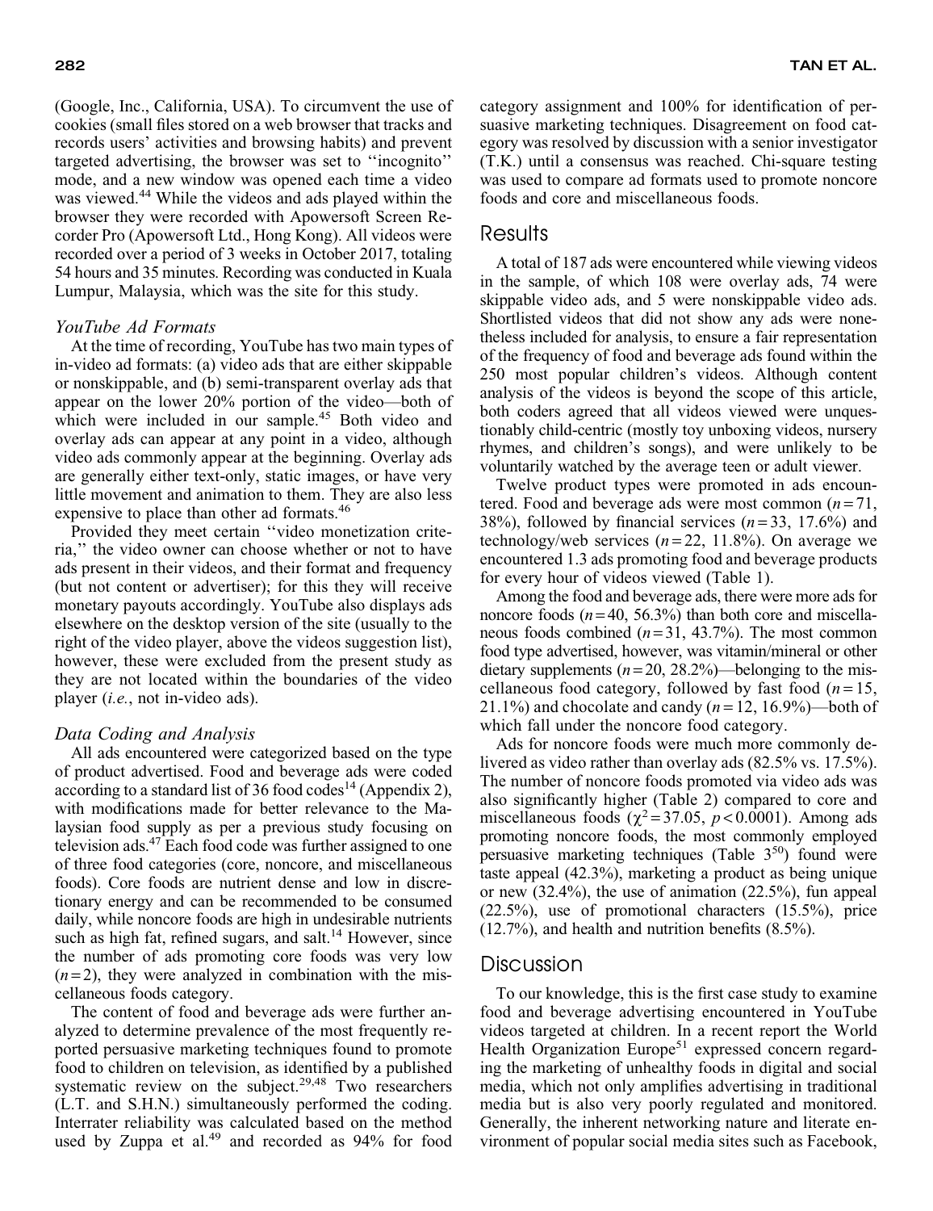(Google, Inc., California, USA). To circumvent the use of cookies (small files stored on a web browser that tracks and records users' activities and browsing habits) and prevent targeted advertising, the browser was set to ''incognito'' mode, and a new window was opened each time a video was viewed.[44] While the videos and ads played within the browser they were recorded with Apowersoft Screen Recorder Pro (Apowersoft Ltd., Hong Kong). All videos were recorded over a period of 3 weeks in October 2017, totaling 54 hours and 35 minutes. Recording was conducted in Kuala Lumpur, Malaysia, which was the site for this study.

### *YouTube Ad Formats*

At the time of recording, YouTube has two main types of in-video ad formats: (a) video ads that are either skippable or nonskippable, and (b) semi-transparent overlay ads that appear on the lower 20% portion of the video—both of which were included in our sample.[45] Both video and overlay ads can appear at any point in a video, although video ads commonly appear at the beginning. Overlay ads are generally either text-only, static images, or have very little movement and animation to them. They are also less expensive to place than other ad formats.[46]

Provided they meet certain ''video monetization criteria,'' the video owner can choose whether or not to have ads present in their videos, and their format and frequency (but not content or advertiser); for this they will receive monetary payouts accordingly. YouTube also displays ads elsewhere on the desktop version of the site (usually to the right of the video player, above the videos suggestion list), however, these were excluded from the present study as they are not located within the boundaries of the video player (*i.e.*, not in-video ads).

### *Data Coding and Analysis*

All ads encountered were categorized based on the type of product advertised. Food and beverage ads were coded according to a standard list of 36 food codes[14] (Appendix 2), with modifications made for better relevance to the Malaysian food supply as per a previous study focusing on television ads.[47] Each food code was further assigned to one of three food categories (core, noncore, and miscellaneous foods). Core foods are nutrient dense and low in discretionary energy and can be recommended to be consumed daily, while noncore foods are high in undesirable nutrients such as high fat, refined sugars, and salt.[14] However, since the number of ads promoting core foods was very low ($n = 2$), they were analyzed in combination with the miscellaneous foods category.

The content of food and beverage ads were further analyzed to determine prevalence of the most frequently reported persuasive marketing techniques found to promote food to children on television, as identified by a published systematic review on the subject.[29,48] Two researchers (L.T. and S.H.N.) simultaneously performed the coding. Interrater reliability was calculated based on the method used by Zuppa et al.[49] and recorded as 94% for food category assignment and 100% for identification of persuasive marketing techniques. Disagreement on food category was resolved by discussion with a senior investigator (T.K.) until a consensus was reached. Chi-square testing was used to compare ad formats used to promote noncore foods and core and miscellaneous foods.

## Results

A total of 187 ads were encountered while viewing videos in the sample, of which 108 were overlay ads, 74 were skippable video ads, and 5 were nonskippable video ads. Shortlisted videos that did not show any ads were nonetheless included for analysis, to ensure a fair representation of the frequency of food and beverage ads found within the 250 most popular children's videos. Although content analysis of the videos is beyond the scope of this article, both coders agreed that all videos viewed were unquestionably child-centric (mostly toy unboxing videos, nursery rhymes, and children's songs), and were unlikely to be voluntarily watched by the average teen or adult viewer.

Twelve product types were promoted in ads encountered. Food and beverage ads were most common ($n = 71$, 38%), followed by financial services ($n = 33$, 17.6%) and technology/web services ($n = 22$, 11.8%). On average we encountered 1.3 ads promoting food and beverage products for every hour of videos viewed (Table 1).

Among the food and beverage ads, there were more ads for noncore foods ($n = 40$, 56.3%) than both core and miscellaneous foods combined ($n = 31$, 43.7%). The most common food type advertised, however, was vitamin/mineral or other dietary supplements ($n = 20$, 28.2%)—belonging to the miscellaneous food category, followed by fast food ($n = 15$, 21.1%) and chocolate and candy ($n = 12$, 16.9%)—both of which fall under the noncore food category.

Ads for noncore foods were much more commonly delivered as video rather than overlay ads (82.5% vs. 17.5%). The number of noncore foods promoted via video ads was also significantly higher (Table 2) compared to core and miscellaneous foods ($\chi^2 = 37.05$, $p < 0.0001$). Among ads promoting noncore foods, the most commonly employed persuasive marketing techniques (Table 3[50]) found were taste appeal (42.3%), marketing a product as being unique or new (32.4%), the use of animation (22.5%), fun appeal (22.5%), use of promotional characters (15.5%), price (12.7%), and health and nutrition benefits (8.5%).

## Discussion

To our knowledge, this is the first case study to examine food and beverage advertising encountered in YouTube videos targeted at children. In a recent report the World Health Organization Europe[51] expressed concern regarding the marketing of unhealthy foods in digital and social media, which not only amplifies advertising in traditional media but is also very poorly regulated and monitored. Generally, the inherent networking nature and literate environment of popular social media sites such as Facebook,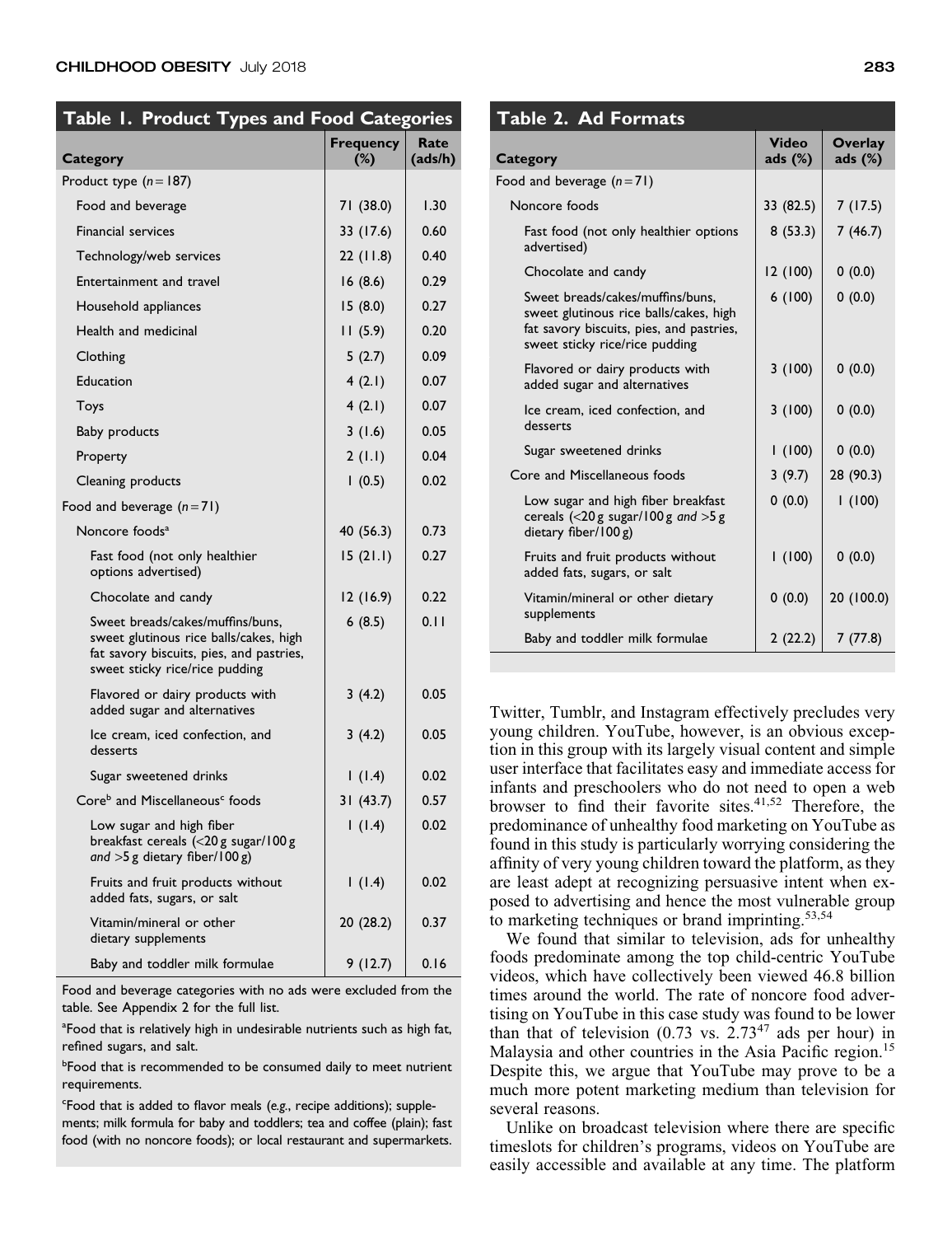**Table 1. Product Types and Food Categories**

| Category | Frequency (%) | Rate (ads/h) |
|---|---|---|
| Product type ($n = 187$) | | |
| Food and beverage | 71 (38.0) | 1.30 |
| Financial services | 33 (17.6) | 0.60 |
| Technology/web services | 22 (11.8) | 0.40 |
| Entertainment and travel | 16 (8.6) | 0.29 |
| Household appliances | 15 (8.0) | 0.27 |
| Health and medicinal | 11 (5.9) | 0.20 |
| Clothing | 5 (2.7) | 0.09 |
| Education | 4 (2.1) | 0.07 |
| Toys | 4 (2.1) | 0.07 |
| Baby products | 3 (1.6) | 0.05 |
| Property | 2 (1.1) | 0.04 |
| Cleaning products | 1 (0.5) | 0.02 |
| Food and beverage ($n = 71$) | | |
| Noncore foods[a] | 40 (56.3) | 0.73 |
| Fast food (not only healthier options advertised) | 15 (21.1) | 0.27 |
| Chocolate and candy | 12 (16.9) | 0.22 |
| Sweet breads/cakes/muffins/buns, sweet glutinous rice balls/cakes, high fat savory biscuits, pies, and pastries, sweet sticky rice/rice pudding | 6 (8.5) | 0.11 |
| Flavored or dairy products with added sugar and alternatives | 3 (4.2) | 0.05 |
| Ice cream, iced confection, and desserts | 3 (4.2) | 0.05 |
| Sugar sweetened drinks | 1 (1.4) | 0.02 |
| Core[b] and Miscellaneous[c] foods | 31 (43.7) | 0.57 |
| Low sugar and high fiber breakfast cereals (<20 g sugar/100 g *and* >5 g dietary fiber/100 g) | 1 (1.4) | 0.02 |
| Fruits and fruit products without added fats, sugars, or salt | 1 (1.4) | 0.02 |
| Vitamin/mineral or other dietary supplements | 20 (28.2) | 0.37 |
| Baby and toddler milk formulae | 9 (12.7) | 0.16 |

Food and beverage categories with no ads were excluded from the table. See Appendix 2 for the full list.

[a]Food that is relatively high in undesirable nutrients such as high fat, refined sugars, and salt.

[b]Food that is recommended to be consumed daily to meet nutrient requirements.

[c]Food that is added to flavor meals (e.g., recipe additions); supplements; milk formula for baby and toddlers; tea and coffee (plain); fast food (with no noncore foods); or local restaurant and supermarkets.

**Table 2. Ad Formats**

| Category | Video ads (%) | Overlay ads (%) |
|---|---|---|
| Food and beverage ($n = 71$) | | |
| Noncore foods | 33 (82.5) | 7 (17.5) |
| Fast food (not only healthier options advertised) | 8 (53.3) | 7 (46.7) |
| Chocolate and candy | 12 (100) | 0 (0.0) |
| Sweet breads/cakes/muffins/buns, sweet glutinous rice balls/cakes, high fat savory biscuits, pies, and pastries, sweet sticky rice/rice pudding | 6 (100) | 0 (0.0) |
| Flavored or dairy products with added sugar and alternatives | 3 (100) | 0 (0.0) |
| Ice cream, iced confection, and desserts | 3 (100) | 0 (0.0) |
| Sugar sweetened drinks | 1 (100) | 0 (0.0) |
| Core and Miscellaneous foods | 3 (9.7) | 28 (90.3) |
| Low sugar and high fiber breakfast cereals (<20 g sugar/100 g *and* >5 g dietary fiber/100 g) | 0 (0.0) | 1 (100) |
| Fruits and fruit products without added fats, sugars, or salt | 1 (100) | 0 (0.0) |
| Vitamin/mineral or other dietary supplements | 0 (0.0) | 20 (100.0) |
| Baby and toddler milk formulae | 2 (22.2) | 7 (77.8) |

Twitter, Tumblr, and Instagram effectively precludes very young children. YouTube, however, is an obvious exception in this group with its largely visual content and simple user interface that facilitates easy and immediate access for infants and preschoolers who do not need to open a web browser to find their favorite sites.[41,52] Therefore, the predominance of unhealthy food marketing on YouTube as found in this study is particularly worrying considering the affinity of very young children toward the platform, as they are least adept at recognizing persuasive intent when exposed to advertising and hence the most vulnerable group to marketing techniques or brand imprinting.[53,54]

We found that similar to television, ads for unhealthy foods predominate among the top child-centric YouTube videos, which have collectively been viewed 46.8 billion times around the world. The rate of noncore food advertising on YouTube in this case study was found to be lower than that of television (0.73 vs. 2.73[47] ads per hour) in Malaysia and other countries in the Asia Pacific region.[15] Despite this, we argue that YouTube may prove to be a much more potent marketing medium than television for several reasons.

Unlike on broadcast television where there are specific timeslots for children's programs, videos on YouTube are easily accessible and available at any time. The platform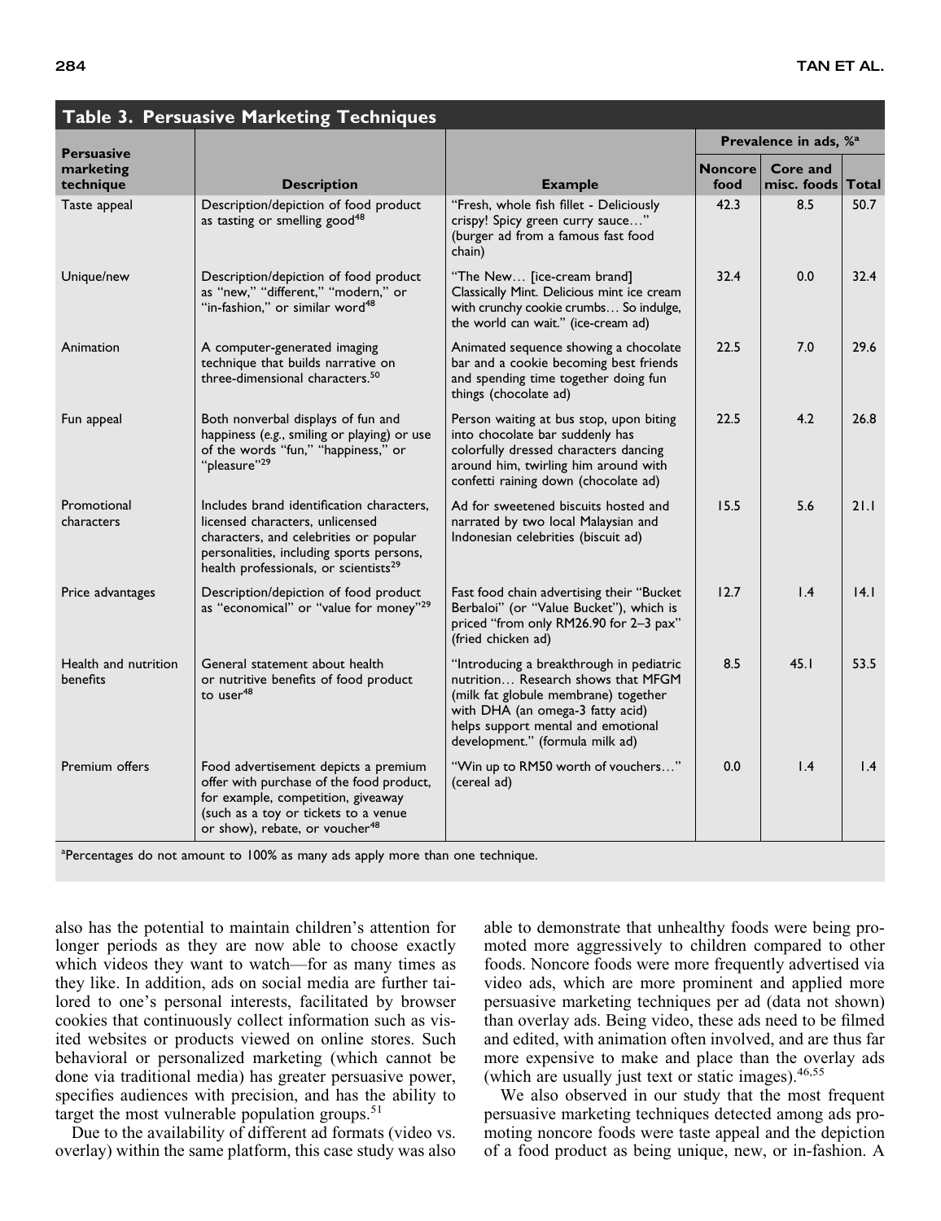**Table 3. Persuasive Marketing Techniques**

| Persuasive marketing technique | Description | Example | Prevalence in ads, %[a] | | |
|---|---|---|---|---|---|
| | | | Noncore food | Core and misc. foods | Total |
| Taste appeal | Description/depiction of food product as tasting or smelling good[48] | "Fresh, whole fish fillet - Deliciously crispy! Spicy green curry sauce…" (burger ad from a famous fast food chain) | 42.3 | 8.5 | 50.7 |
| Unique/new | Description/depiction of food product as "new," "different," "modern," or "in-fashion," or similar word[48] | "The New… [ice-cream brand] Classically Mint. Delicious mint ice cream with crunchy cookie crumbs… So indulge, the world can wait." (ice-cream ad) | 32.4 | 0.0 | 32.4 |
| Animation | A computer-generated imaging technique that builds narrative on three-dimensional characters.[50] | Animated sequence showing a chocolate bar and a cookie becoming best friends and spending time together doing fun things (chocolate ad) | 22.5 | 7.0 | 29.6 |
| Fun appeal | Both nonverbal displays of fun and happiness (*e.g.*, smiling or playing) or use of the words "fun," "happiness," or "pleasure"[29] | Person waiting at bus stop, upon biting into chocolate bar suddenly has colorfully dressed characters dancing around him, twirling him around with confetti raining down (chocolate ad) | 22.5 | 4.2 | 26.8 |
| Promotional characters | Includes brand identification characters, licensed characters, unlicensed characters, and celebrities or popular personalities, including sports persons, health professionals, or scientists[29] | Ad for sweetened biscuits hosted and narrated by two local Malaysian and Indonesian celebrities (biscuit ad) | 15.5 | 5.6 | 21.1 |
| Price advantages | Description/depiction of food product as "economical" or "value for money"[29] | Fast food chain advertising their "Bucket Berbaloi" (or "Value Bucket"), which is priced "from only RM26.90 for 2–3 pax" (fried chicken ad) | 12.7 | 1.4 | 14.1 |
| Health and nutrition benefits | General statement about health or nutritive benefits of food product to user[48] | "Introducing a breakthrough in pediatric nutrition… Research shows that MFGM (milk fat globule membrane) together with DHA (an omega-3 fatty acid) helps support mental and emotional development." (formula milk ad) | 8.5 | 45.1 | 53.5 |
| Premium offers | Food advertisement depicts a premium offer with purchase of the food product, for example, competition, giveaway (such as a toy or tickets to a venue or show), rebate, or voucher[48] | "Win up to RM50 worth of vouchers…" (cereal ad) | 0.0 | 1.4 | 1.4 |

[a]Percentages do not amount to 100% as many ads apply more than one technique.

also has the potential to maintain children's attention for longer periods as they are now able to choose exactly which videos they want to watch—for as many times as they like. In addition, ads on social media are further tailored to one's personal interests, facilitated by browser cookies that continuously collect information such as visited websites or products viewed on online stores. Such behavioral or personalized marketing (which cannot be done via traditional media) has greater persuasive power, specifies audiences with precision, and has the ability to target the most vulnerable population groups.[51]

Due to the availability of different ad formats (video vs. overlay) within the same platform, this case study was also able to demonstrate that unhealthy foods were being promoted more aggressively to children compared to other foods. Noncore foods were more frequently advertised via video ads, which are more prominent and applied more persuasive marketing techniques per ad (data not shown) than overlay ads. Being video, these ads need to be filmed and edited, with animation often involved, and are thus far more expensive to make and place than the overlay ads (which are usually just text or static images).[46,55]

We also observed in our study that the most frequent persuasive marketing techniques detected among ads promoting noncore foods were taste appeal and the depiction of a food product as being unique, new, or in-fashion. A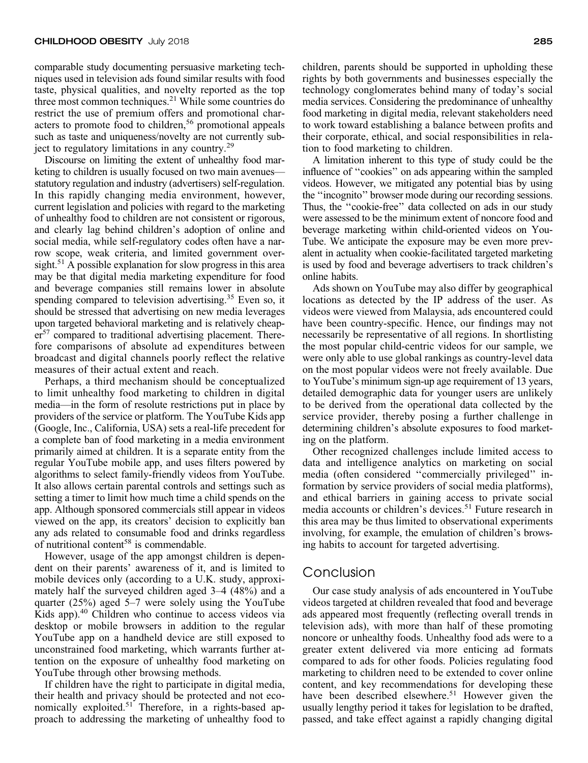comparable study documenting persuasive marketing techniques used in television ads found similar results with food taste, physical qualities, and novelty reported as the top three most common techniques.[21] While some countries do restrict the use of premium offers and promotional characters to promote food to children,[56] promotional appeals such as taste and uniqueness/novelty are not currently subject to regulatory limitations in any country.[29]

Discourse on limiting the extent of unhealthy food marketing to children is usually focused on two main avenues—statutory regulation and industry (advertisers) self-regulation. In this rapidly changing media environment, however, current legislation and policies with regard to the marketing of unhealthy food to children are not consistent or rigorous, and clearly lag behind children's adoption of online and social media, while self-regulatory codes often have a narrow scope, weak criteria, and limited government oversight.[51] A possible explanation for slow progress in this area may be that digital media marketing expenditure for food and beverage companies still remains lower in absolute spending compared to television advertising.[35] Even so, it should be stressed that advertising on new media leverages upon targeted behavioral marketing and is relatively cheaper[57] compared to traditional advertising placement. Therefore comparisons of absolute ad expenditures between broadcast and digital channels poorly reflect the relative measures of their actual extent and reach.

Perhaps, a third mechanism should be conceptualized to limit unhealthy food marketing to children in digital media—in the form of resolute restrictions put in place by providers of the service or platform. The YouTube Kids app (Google, Inc., California, USA) sets a real-life precedent for a complete ban of food marketing in a media environment primarily aimed at children. It is a separate entity from the regular YouTube mobile app, and uses filters powered by algorithms to select family-friendly videos from YouTube. It also allows certain parental controls and settings such as setting a timer to limit how much time a child spends on the app. Although sponsored commercials still appear in videos viewed on the app, its creators' decision to explicitly ban any ads related to consumable food and drinks regardless of nutritional content[58] is commendable.

However, usage of the app amongst children is dependent on their parents' awareness of it, and is limited to mobile devices only (according to a U.K. study, approximately half the surveyed children aged 3–4 (48%) and a quarter (25%) aged 5–7 were solely using the YouTube Kids app).[40] Children who continue to access videos via desktop or mobile browsers in addition to the regular YouTube app on a handheld device are still exposed to unconstrained food marketing, which warrants further attention on the exposure of unhealthy food marketing on YouTube through other browsing methods.

If children have the right to participate in digital media, their health and privacy should be protected and not economically exploited.[51] Therefore, in a rights-based approach to addressing the marketing of unhealthy food to children, parents should be supported in upholding these rights by both governments and businesses especially the technology conglomerates behind many of today's social media services. Considering the predominance of unhealthy food marketing in digital media, relevant stakeholders need to work toward establishing a balance between profits and their corporate, ethical, and social responsibilities in relation to food marketing to children.

A limitation inherent to this type of study could be the influence of "cookies" on ads appearing within the sampled videos. However, we mitigated any potential bias by using the "incognito" browser mode during our recording sessions. Thus, the "cookie-free" data collected on ads in our study were assessed to be the minimum extent of noncore food and beverage marketing within child-oriented videos on YouTube. We anticipate the exposure may be even more prevalent in actuality when cookie-facilitated targeted marketing is used by food and beverage advertisers to track children's online habits.

Ads shown on YouTube may also differ by geographical locations as detected by the IP address of the user. As videos were viewed from Malaysia, ads encountered could have been country-specific. Hence, our findings may not necessarily be representative of all regions. In shortlisting the most popular child-centric videos for our sample, we were only able to use global rankings as country-level data on the most popular videos were not freely available. Due to YouTube's minimum sign-up age requirement of 13 years, detailed demographic data for younger users are unlikely to be derived from the operational data collected by the service provider, thereby posing a further challenge in determining children's absolute exposures to food marketing on the platform.

Other recognized challenges include limited access to data and intelligence analytics on marketing on social media (often considered "commercially privileged" information by service providers of social media platforms), and ethical barriers in gaining access to private social media accounts or children's devices.[51] Future research in this area may be thus limited to observational experiments involving, for example, the emulation of children's browsing habits to account for targeted advertising.

## Conclusion

Our case study analysis of ads encountered in YouTube videos targeted at children revealed that food and beverage ads appeared most frequently (reflecting overall trends in television ads), with more than half of these promoting noncore or unhealthy foods. Unhealthy food ads were to a greater extent delivered via more enticing ad formats compared to ads for other foods. Policies regulating food marketing to children need to be extended to cover online content, and key recommendations for developing these have been described elsewhere.[51] However given the usually lengthy period it takes for legislation to be drafted, passed, and take effect against a rapidly changing digital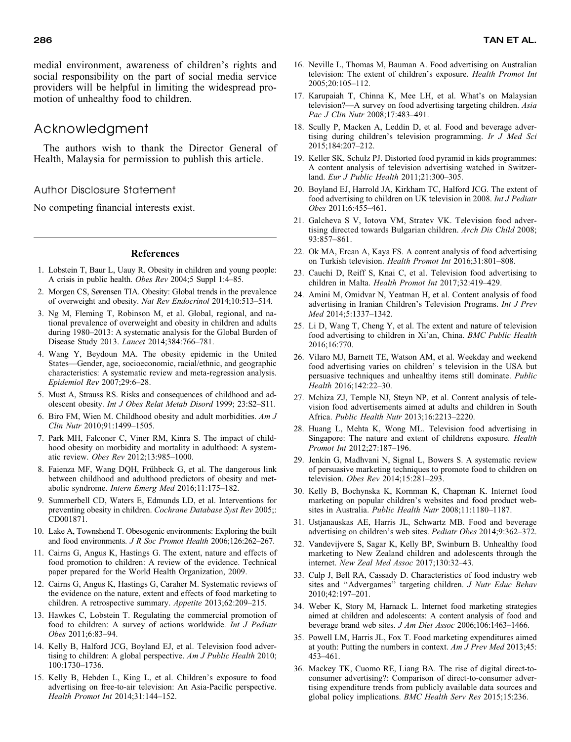medial environment, awareness of children's rights and social responsibility on the part of social media service providers will be helpful in limiting the widespread promotion of unhealthy food to children.

## Acknowledgment

The authors wish to thank the Director General of Health, Malaysia for permission to publish this article.

### Author Disclosure Statement

No competing financial interests exist.

## References

1. Lobstein T, Baur L, Uauy R. Obesity in children and young people: A crisis in public health. *Obes Rev* 2004;5 Suppl 1:4–85.
2. Morgen CS, Sørensen TIA. Obesity: Global trends in the prevalence of overweight and obesity. *Nat Rev Endocrinol* 2014;10:513–514.
3. Ng M, Fleming T, Robinson M, et al. Global, regional, and national prevalence of overweight and obesity in children and adults during 1980–2013: A systematic analysis for the Global Burden of Disease Study 2013. *Lancet* 2014;384:766–781.
4. Wang Y, Beydoun MA. The obesity epidemic in the United States—Gender, age, socioeconomic, racial/ethnic, and geographic characteristics: A systematic review and meta-regression analysis. *Epidemiol Rev* 2007;29:6–28.
5. Must A, Strauss RS. Risks and consequences of childhood and adolescent obesity. *Int J Obes Relat Metab Disord* 1999; 23:S2–S11.
6. Biro FM, Wien M. Childhood obesity and adult morbidities. *Am J Clin Nutr* 2010;91:1499–1505.
7. Park MH, Falconer C, Viner RM, Kinra S. The impact of childhood obesity on morbidity and mortality in adulthood: A systematic review. *Obes Rev* 2012;13:985–1000.
8. Faienza MF, Wang DQH, Frühbeck G, et al. The dangerous link between childhood and adulthood predictors of obesity and metabolic syndrome. *Intern Emerg Med* 2016;11:175–182.
9. Summerbell CD, Waters E, Edmunds LD, et al. Interventions for preventing obesity in children. *Cochrane Database Syst Rev* 2005;: CD001871.
10. Lake A, Townshend T. Obesogenic environments: Exploring the built and food environments. *J R Soc Promot Health* 2006;126:262–267.
11. Cairns G, Angus K, Hastings G. The extent, nature and effects of food promotion to children: A review of the evidence. Technical paper prepared for the World Health Organization, 2009.
12. Cairns G, Angus K, Hastings G, Caraher M. Systematic reviews of the evidence on the nature, extent and effects of food marketing to children. A retrospective summary. *Appetite* 2013;62:209–215.
13. Hawkes C, Lobstein T. Regulating the commercial promotion of food to children: A survey of actions worldwide. *Int J Pediatr Obes* 2011;6:83–94.
14. Kelly B, Halford JCG, Boyland EJ, et al. Television food advertising to children: A global perspective. *Am J Public Health* 2010; 100:1730–1736.
15. Kelly B, Hebden L, King L, et al. Children's exposure to food advertising on free-to-air television: An Asia-Pacific perspective. *Health Promot Int* 2014;31:144–152.
16. Neville L, Thomas M, Bauman A. Food advertising on Australian television: The extent of children's exposure. *Health Promot Int* 2005;20:105–112.
17. Karupaiah T, Chinna K, Mee LH, et al. What's on Malaysian television?—A survey on food advertising targeting children. *Asia Pac J Clin Nutr* 2008;17:483–491.
18. Scully P, Macken A, Leddin D, et al. Food and beverage advertising during children's television programming. *Ir J Med Sci* 2015;184:207–212.
19. Keller SK, Schulz PJ. Distorted food pyramid in kids programmes: A content analysis of television advertising watched in Switzerland. *Eur J Public Health* 2011;21:300–305.
20. Boyland EJ, Harrold JA, Kirkham TC, Halford JCG. The extent of food advertising to children on UK television in 2008. *Int J Pediatr Obes* 2011;6:455–461.
21. Galcheva S V, Iotova VM, Stratev VK. Television food advertising directed towards Bulgarian children. *Arch Dis Child* 2008; 93:857–861.
22. Ok MA, Ercan A, Kaya FS. A content analysis of food advertising on Turkish television. *Health Promot Int* 2016;31:801–808.
23. Cauchi D, Reiff S, Knai C, et al. Television food advertising to children in Malta. *Health Promot Int* 2017;32:419–429.
24. Amini M, Omidvar N, Yeatman H, et al. Content analysis of food advertising in Iranian Children's Television Programs. *Int J Prev Med* 2014;5:1337–1342.
25. Li D, Wang T, Cheng Y, et al. The extent and nature of television food advertising to children in Xi'an, China. *BMC Public Health* 2016;16:770.
26. Vilaro MJ, Barnett TE, Watson AM, et al. Weekday and weekend food advertising varies on children' s television in the USA but persuasive techniques and unhealthy items still dominate. *Public Health* 2016;142:22–30.
27. Mchiza ZJ, Temple NJ, Steyn NP, et al. Content analysis of television food advertisements aimed at adults and children in South Africa. *Public Health Nutr* 2013;16:2213–2220.
28. Huang L, Mehta K, Wong ML. Television food advertising in Singapore: The nature and extent of childrens exposure. *Health Promot Int* 2012;27:187–196.
29. Jenkin G, Madhvani N, Signal L, Bowers S. A systematic review of persuasive marketing techniques to promote food to children on television. *Obes Rev* 2014;15:281–293.
30. Kelly B, Bochynska K, Kornman K, Chapman K. Internet food marketing on popular children's websites and food product websites in Australia. *Public Health Nutr* 2008;11:1180–1187.
31. Ustjanauskas AE, Harris JL, Schwartz MB. Food and beverage advertising on children's web sites. *Pediatr Obes* 2014;9:362–372.
32. Vandevijvere S, Sagar K, Kelly BP, Swinburn B. Unhealthy food marketing to New Zealand children and adolescents through the internet. *New Zeal Med Assoc* 2017;130:32–43.
33. Culp J, Bell RA, Cassady D. Characteristics of food industry web sites and ''Advergames'' targeting children. *J Nutr Educ Behav* 2010;42:197–201.
34. Weber K, Story M, Harnack L. Internet food marketing strategies aimed at children and adolescents: A content analysis of food and beverage brand web sites. *J Am Diet Assoc* 2006;106:1463–1466.
35. Powell LM, Harris JL, Fox T. Food marketing expenditures aimed at youth: Putting the numbers in context. *Am J Prev Med* 2013;45: 453–461.
36. Mackey TK, Cuomo RE, Liang BA. The rise of digital direct-to-consumer advertising?: Comparison of direct-to-consumer advertising expenditure trends from publicly available data sources and global policy implications. *BMC Health Serv Res* 2015;15:236.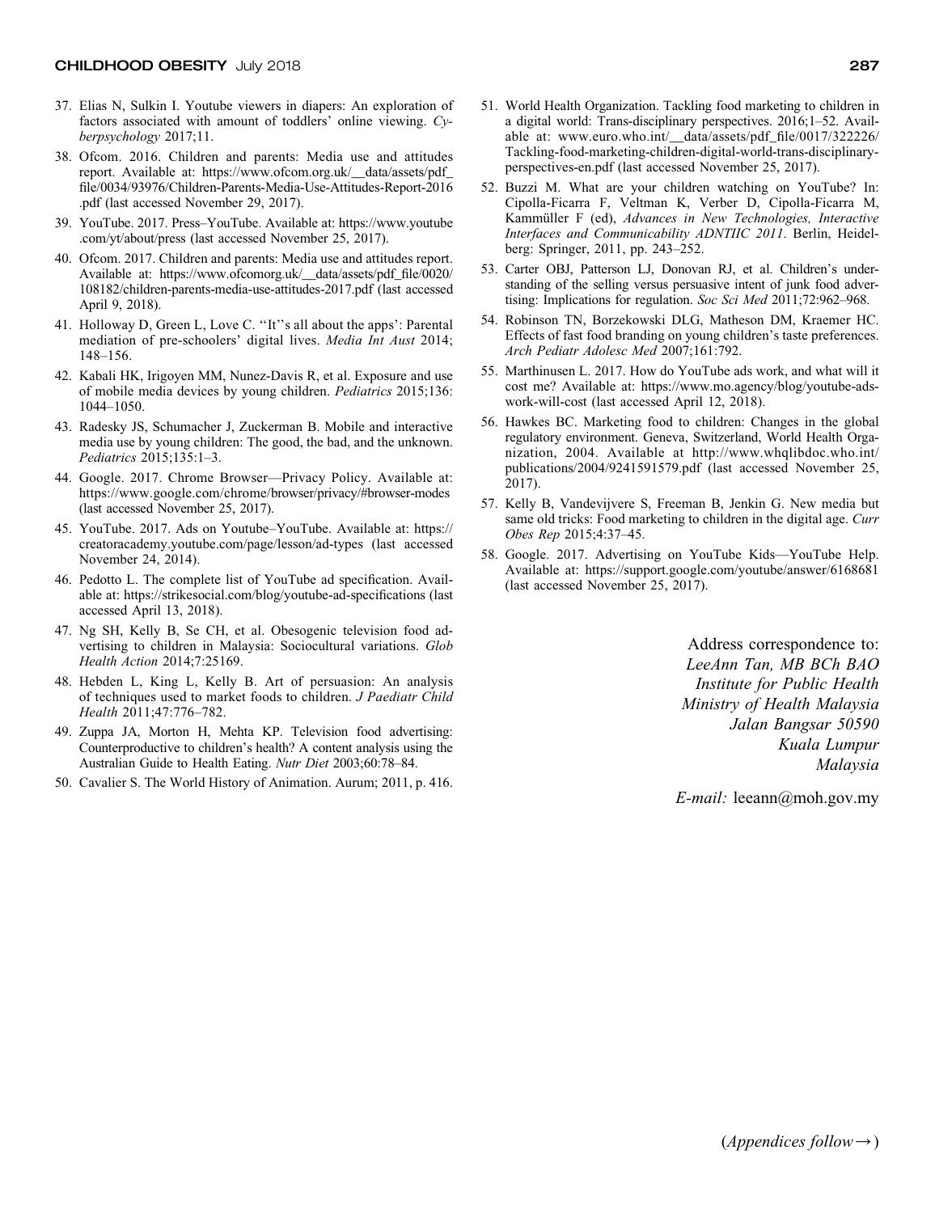37. Elias N, Sulkin I. Youtube viewers in diapers: An exploration of factors associated with amount of toddlers' online viewing. *Cyberpsychology* 2017;11.
38. Ofcom. 2016. Children and parents: Media use and attitudes report. Available at: https://www.ofcom.org.uk/__data/assets/pdf_file/0034/93976/Children-Parents-Media-Use-Attitudes-Report-2016.pdf (last accessed November 29, 2017).
39. YouTube. 2017. Press–YouTube. Available at: https://www.youtube.com/yt/about/press (last accessed November 25, 2017).
40. Ofcom. 2017. Children and parents: Media use and attitudes report. Available at: https://www.ofcomorg.uk/__data/assets/pdf_file/0020/108182/children-parents-media-use-attitudes-2017.pdf (last accessed April 9, 2018).
41. Holloway D, Green L, Love C. ''It''s all about the apps': Parental mediation of pre-schoolers' digital lives. *Media Int Aust* 2014;148–156.
42. Kabali HK, Irigoyen MM, Nunez-Davis R, et al. Exposure and use of mobile media devices by young children. *Pediatrics* 2015;136:1044–1050.
43. Radesky JS, Schumacher J, Zuckerman B. Mobile and interactive media use by young children: The good, the bad, and the unknown. *Pediatrics* 2015;135:1–3.
44. Google. 2017. Chrome Browser—Privacy Policy. Available at: https://www.google.com/chrome/browser/privacy/#browser-modes (last accessed November 25, 2017).
45. YouTube. 2017. Ads on Youtube–YouTube. Available at: https://creatoracademy.youtube.com/page/lesson/ad-types (last accessed November 24, 2014).
46. Pedotto L. The complete list of YouTube ad specification. Available at: https://strikesocial.com/blog/youtube-ad-specifications (last accessed April 13, 2018).
47. Ng SH, Kelly B, Se CH, et al. Obesogenic television food advertising to children in Malaysia: Sociocultural variations. *Glob Health Action* 2014;7:25169.
48. Hebden L, King L, Kelly B. Art of persuasion: An analysis of techniques used to market foods to children. *J Paediatr Child Health* 2011;47:776–782.
49. Zuppa JA, Morton H, Mehta KP. Television food advertising: Counterproductive to children's health? A content analysis using the Australian Guide to Health Eating. *Nutr Diet* 2003;60:78–84.
50. Cavalier S. The World History of Animation. Aurum; 2011, p. 416.
51. World Health Organization. Tackling food marketing to children in a digital world: Trans-disciplinary perspectives. 2016;1–52. Available at: www.euro.who.int/__data/assets/pdf_file/0017/322226/Tackling-food-marketing-children-digital-world-trans-disciplinary-perspectives-en.pdf (last accessed November 25, 2017).
52. Buzzi M. What are your children watching on YouTube? In: Cipolla-Ficarra F, Veltman K, Verber D, Cipolla-Ficarra M, Kammüller F (ed), *Advances in New Technologies, Interactive Interfaces and Communicability ADNTIIC 2011*. Berlin, Heidelberg: Springer, 2011, pp. 243–252.
53. Carter OBJ, Patterson LJ, Donovan RJ, et al. Children's understanding of the selling versus persuasive intent of junk food advertising: Implications for regulation. *Soc Sci Med* 2011;72:962–968.
54. Robinson TN, Borzekowski DLG, Matheson DM, Kraemer HC. Effects of fast food branding on young children's taste preferences. *Arch Pediatr Adolesc Med* 2007;161:792.
55. Marthinusen L. 2017. How do YouTube ads work, and what will it cost me? Available at: https://www.mo.agency/blog/youtube-ads-work-will-cost (last accessed April 12, 2018).
56. Hawkes BC. Marketing food to children: Changes in the global regulatory environment. Geneva, Switzerland, World Health Organization, 2004. Available at http://www.whqlibdoc.who.int/publications/2004/9241591579.pdf (last accessed November 25, 2017).
57. Kelly B, Vandevijvere S, Freeman B, Jenkin G. New media but same old tricks: Food marketing to children in the digital age. *Curr Obes Rep* 2015;4:37–45.
58. Google. 2017. Advertising on YouTube Kids—YouTube Help. Available at: https://support.google.com/youtube/answer/6168681 (last accessed November 25, 2017).

Address correspondence to:
*LeeAnn Tan, MB BCh BAO*
*Institute for Public Health*
*Ministry of Health Malaysia*
*Jalan Bangsar 50590*
*Kuala Lumpur*
*Malaysia*

*E-mail:* leeann@moh.gov.my

(*Appendices follow* →)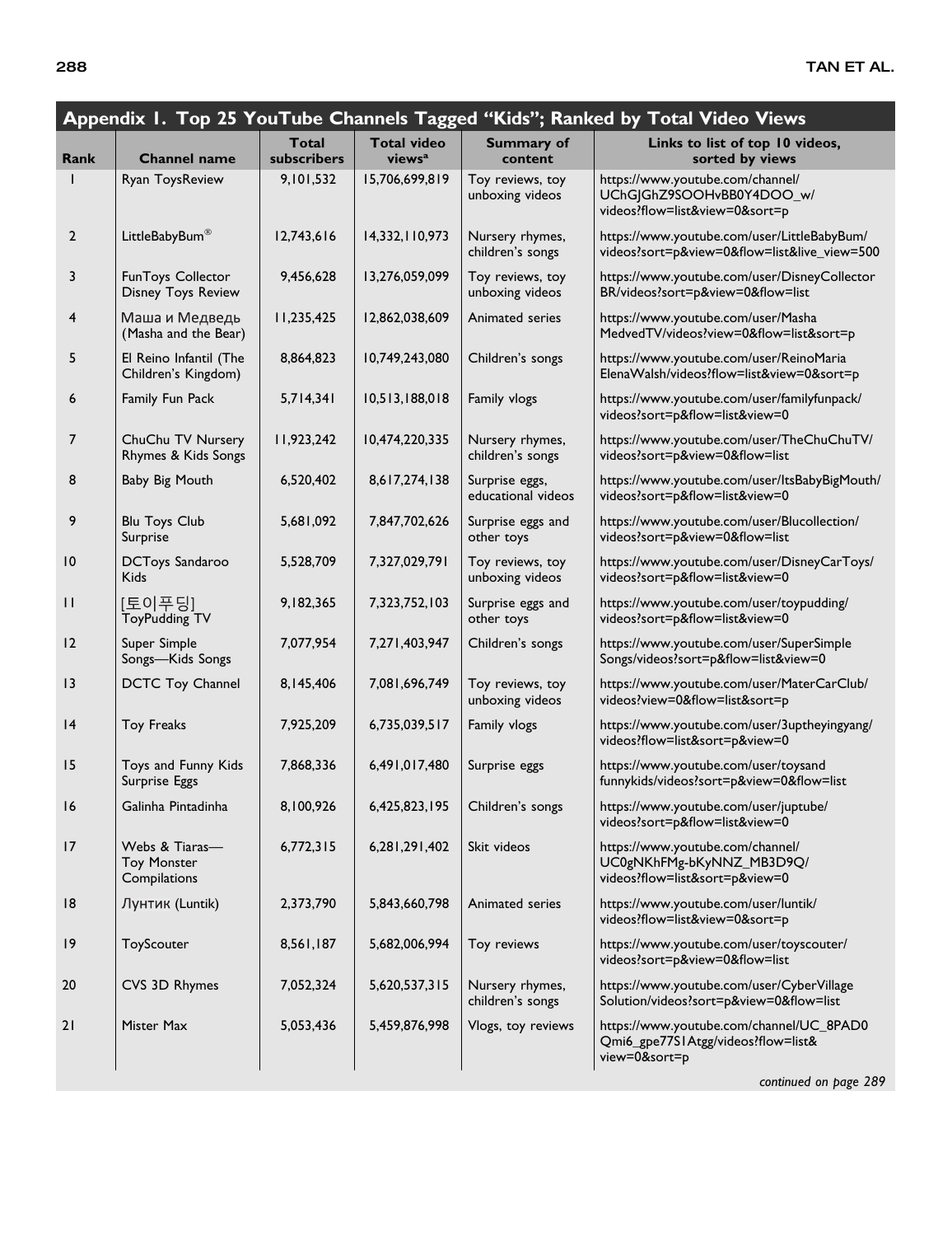## Appendix 1. Top 25 YouTube Channels Tagged "Kids"; Ranked by Total Video Views

| Rank | Channel name | Total subscribers | Total video views[a] | Summary of content | Links to list of top 10 videos, sorted by views |
|---|---|---|---|---|---|
| 1 | Ryan ToysReview | 9,101,532 | 15,706,699,819 | Toy reviews, toy unboxing videos | https://www.youtube.com/channel/UChGJGhZ9SOOHvBB0Y4DOO_w/videos?flow=list&view=0&sort=p |
| 2 | LittleBabyBum® | 12,743,616 | 14,332,110,973 | Nursery rhymes, children's songs | https://www.youtube.com/user/LittleBabyBum/videos?sort=p&view=0&flow=list&live_view=500 |
| 3 | FunToys Collector Disney Toys Review | 9,456,628 | 13,276,059,099 | Toy reviews, toy unboxing videos | https://www.youtube.com/user/DisneyCollectorBR/videos?sort=p&view=0&flow=list |
| 4 | Маша и Медведь (Masha and the Bear) | 11,235,425 | 12,862,038,609 | Animated series | https://www.youtube.com/user/MashaMedvedTV/videos?view=0&flow=list&sort=p |
| 5 | El Reino Infantil (The Children's Kingdom) | 8,864,823 | 10,749,243,080 | Children's songs | https://www.youtube.com/user/ReinoMariaElenaWalsh/videos?flow=list&view=0&sort=p |
| 6 | Family Fun Pack | 5,714,341 | 10,513,188,018 | Family vlogs | https://www.youtube.com/user/familyfunpack/videos?sort=p&flow=list&view=0 |
| 7 | ChuChu TV Nursery Rhymes & Kids Songs | 11,923,242 | 10,474,220,335 | Nursery rhymes, children's songs | https://www.youtube.com/user/TheChuChuTV/videos?sort=p&view=0&flow=list |
| 8 | Baby Big Mouth | 6,520,402 | 8,617,274,138 | Surprise eggs, educational videos | https://www.youtube.com/user/ItsBabyBigMouth/videos?sort=p&flow=list&view=0 |
| 9 | Blu Toys Club Surprise | 5,681,092 | 7,847,702,626 | Surprise eggs and other toys | https://www.youtube.com/user/Blucollection/videos?sort=p&view=0&flow=list |
| 10 | DCToys Sandaroo Kids | 5,528,709 | 7,327,029,791 | Toy reviews, toy unboxing videos | https://www.youtube.com/user/DisneyCarToys/videos?sort=p&flow=list&view=0 |
| 11 | [토이푸딩] ToyPudding TV | 9,182,365 | 7,323,752,103 | Surprise eggs and other toys | https://www.youtube.com/user/toypudding/videos?sort=p&flow=list&view=0 |
| 12 | Super Simple Songs—Kids Songs | 7,077,954 | 7,271,403,947 | Children's songs | https://www.youtube.com/user/SuperSimpleSongs/videos?sort=p&flow=list&view=0 |
| 13 | DCTC Toy Channel | 8,145,406 | 7,081,696,749 | Toy reviews, toy unboxing videos | https://www.youtube.com/user/MaterCarClub/videos?view=0&flow=list&sort=p |
| 14 | Toy Freaks | 7,925,209 | 6,735,039,517 | Family vlogs | https://www.youtube.com/user/3uptheyingyang/videos?flow=list&sort=p&view=0 |
| 15 | Toys and Funny Kids Surprise Eggs | 7,868,336 | 6,491,017,480 | Surprise eggs | https://www.youtube.com/user/toysandfunnykids/videos?sort=p&view=0&flow=list |
| 16 | Galinha Pintadinha | 8,100,926 | 6,425,823,195 | Children's songs | https://www.youtube.com/user/juptube/videos?sort=p&flow=list&view=0 |
| 17 | Webs & Tiaras—Toy Monster Compilations | 6,772,315 | 6,281,291,402 | Skit videos | https://www.youtube.com/channel/UC0gNKhFMg-bKyNNZ_MB3D9Q/videos?flow=list&sort=p&view=0 |
| 18 | Лунтик (Luntik) | 2,373,790 | 5,843,660,798 | Animated series | https://www.youtube.com/user/luntik/videos?flow=list&view=0&sort=p |
| 19 | ToyScouter | 8,561,187 | 5,682,006,994 | Toy reviews | https://www.youtube.com/user/toyscouter/videos?sort=p&view=0&flow=list |
| 20 | CVS 3D Rhymes | 7,052,324 | 5,620,537,315 | Nursery rhymes, children's songs | https://www.youtube.com/user/CyberVillageSolution/videos?sort=p&view=0&flow=list |
| 21 | Mister Max | 5,053,436 | 5,459,876,998 | Vlogs, toy reviews | https://www.youtube.com/channel/UC_8PAD0Qmi6_gpe77S1Atgg/videos?flow=list&view=0&sort=p |

*continued on page 289*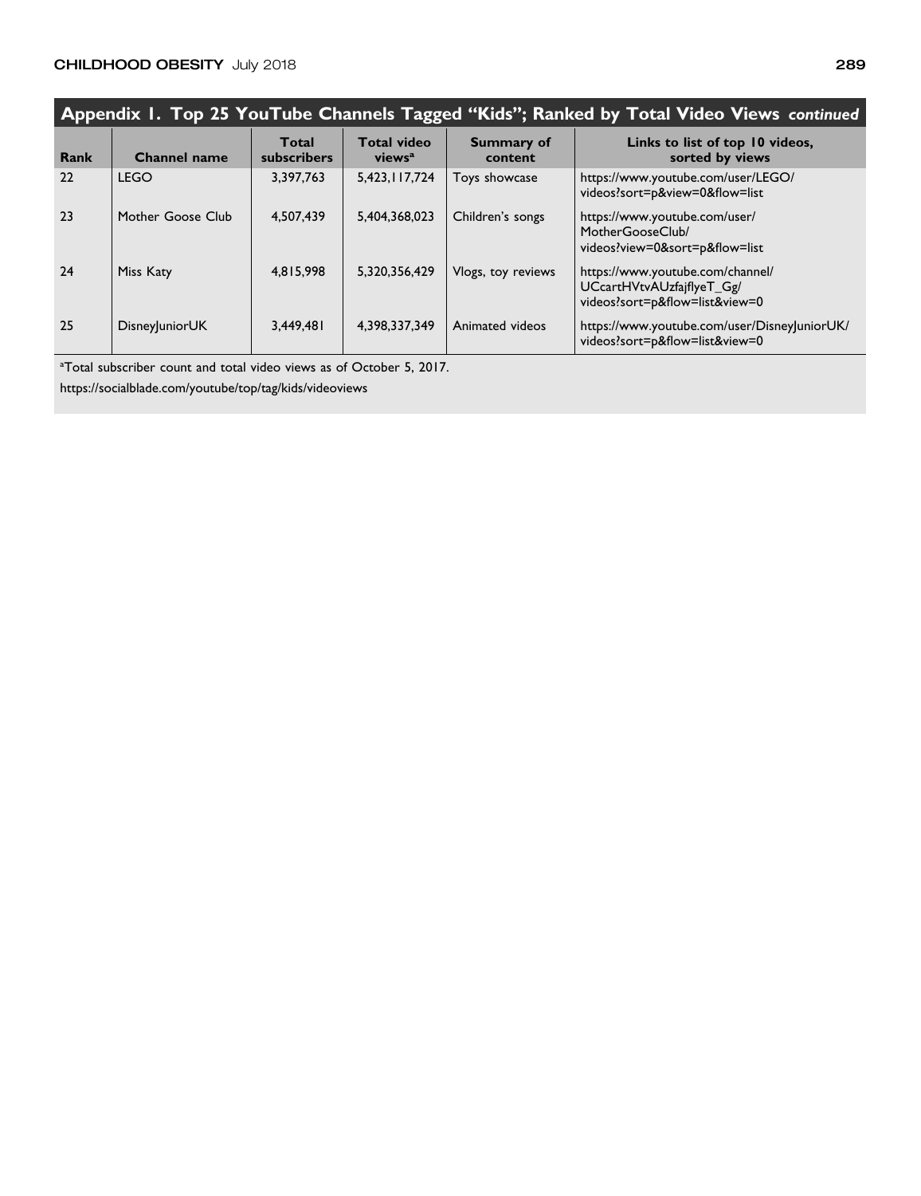**Appendix 1. Top 25 YouTube Channels Tagged "Kids"; Ranked by Total Video Views *continued***

| Rank | Channel name | Total subscribers | Total video views[a] | Summary of content | Links to list of top 10 videos, sorted by views |
|---|---|---|---|---|---|
| 22 | LEGO | 3,397,763 | 5,423,117,724 | Toys showcase | https://www.youtube.com/user/LEGO/videos?sort=p&view=0&flow=list |
| 23 | Mother Goose Club | 4,507,439 | 5,404,368,023 | Children's songs | https://www.youtube.com/user/MotherGooseClub/videos?view=0&sort=p&flow=list |
| 24 | Miss Katy | 4,815,998 | 5,320,356,429 | Vlogs, toy reviews | https://www.youtube.com/channel/UCcartHVtvAUzfajflyeT_Gg/videos?sort=p&flow=list&view=0 |
| 25 | DisneyJuniorUK | 3,449,481 | 4,398,337,349 | Animated videos | https://www.youtube.com/user/DisneyJuniorUK/videos?sort=p&flow=list&view=0 |

[a]Total subscriber count and total video views as of October 5, 2017.

https://socialblade.com/youtube/top/tag/kids/videoviews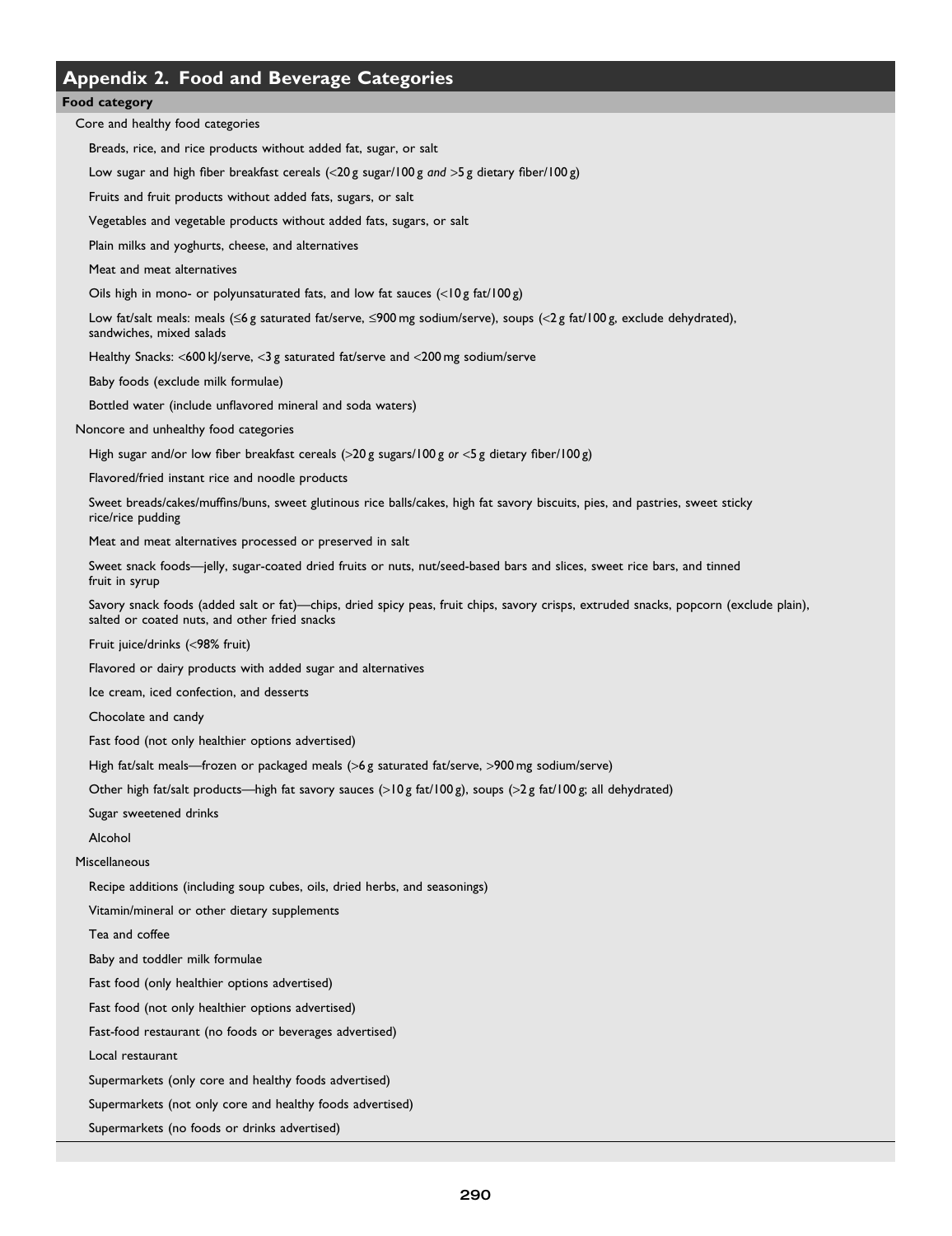## Appendix 2. Food and Beverage Categories

| Food category |
|---|
| Core and healthy food categories |
| Breads, rice, and rice products without added fat, sugar, or salt |
| Low sugar and high fiber breakfast cereals (<20 g sugar/100 g *and* >5 g dietary fiber/100 g) |
| Fruits and fruit products without added fats, sugars, or salt |
| Vegetables and vegetable products without added fats, sugars, or salt |
| Plain milks and yoghurts, cheese, and alternatives |
| Meat and meat alternatives |
| Oils high in mono- or polyunsaturated fats, and low fat sauces (<10 g fat/100 g) |
| Low fat/salt meals: meals (≤6 g saturated fat/serve, ≤900 mg sodium/serve), soups (<2 g fat/100 g, exclude dehydrated), sandwiches, mixed salads |
| Healthy Snacks: <600 kJ/serve, <3 g saturated fat/serve and <200 mg sodium/serve |
| Baby foods (exclude milk formulae) |
| Bottled water (include unflavored mineral and soda waters) |
| Noncore and unhealthy food categories |
| High sugar and/or low fiber breakfast cereals (>20 g sugars/100 g *or* <5 g dietary fiber/100 g) |
| Flavored/fried instant rice and noodle products |
| Sweet breads/cakes/muffins/buns, sweet glutinous rice balls/cakes, high fat savory biscuits, pies, and pastries, sweet sticky rice/rice pudding |
| Meat and meat alternatives processed or preserved in salt |
| Sweet snack foods—jelly, sugar-coated dried fruits or nuts, nut/seed-based bars and slices, sweet rice bars, and tinned fruit in syrup |
| Savory snack foods (added salt or fat)—chips, dried spicy peas, fruit chips, savory crisps, extruded snacks, popcorn (exclude plain), salted or coated nuts, and other fried snacks |
| Fruit juice/drinks (<98% fruit) |
| Flavored or dairy products with added sugar and alternatives |
| Ice cream, iced confection, and desserts |
| Chocolate and candy |
| Fast food (not only healthier options advertised) |
| High fat/salt meals—frozen or packaged meals (>6 g saturated fat/serve, >900 mg sodium/serve) |
| Other high fat/salt products—high fat savory sauces (>10 g fat/100 g), soups (>2 g fat/100 g; all dehydrated) |
| Sugar sweetened drinks |
| Alcohol |
| Miscellaneous |
| Recipe additions (including soup cubes, oils, dried herbs, and seasonings) |
| Vitamin/mineral or other dietary supplements |
| Tea and coffee |
| Baby and toddler milk formulae |
| Fast food (only healthier options advertised) |
| Fast food (not only healthier options advertised) |
| Fast-food restaurant (no foods or beverages advertised) |
| Local restaurant |
| Supermarkets (only core and healthy foods advertised) |
| Supermarkets (not only core and healthy foods advertised) |
| Supermarkets (no foods or drinks advertised) |